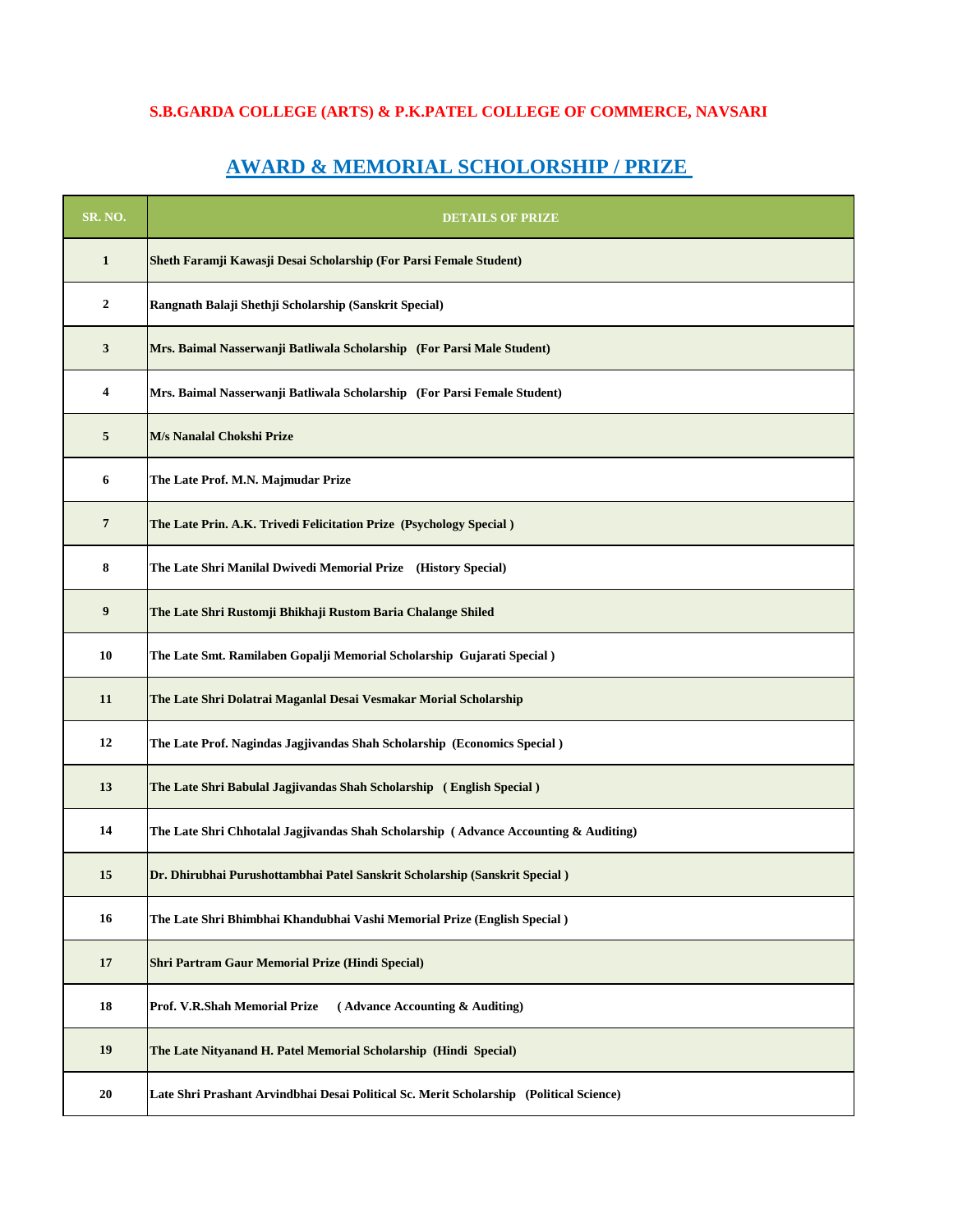**S.B.GARDA COLLEGE (ARTS) & P.K.PATEL COLLEGE OF COMMERCE, NAVSARI**

## AWARD & MEMORIAL SCHOLORSHIP / PRIZE

| SR. NO. | DETAILS OF PRIZE |
|---|---|
| 1 | Sheth Faramji Kawasji Desai Scholarship (For Parsi Female Student) |
| 2 | Rangnath Balaji Shethji Scholarship (Sanskrit Special) |
| 3 | Mrs. Baimal Nasserwanji Batliwala Scholarship (For Parsi Male Student) |
| 4 | Mrs. Baimal Nasserwanji Batliwala Scholarship (For Parsi Female Student) |
| 5 | M/s Nanalal Chokshi Prize |
| 6 | The Late Prof. M.N. Majmudar Prize |
| 7 | The Late Prin. A.K. Trivedi Felicitation Prize (Psychology Special ) |
| 8 | The Late Shri Manilal Dwivedi Memorial Prize (History Special) |
| 9 | The Late Shri Rustomji Bhikhaji Rustom Baria Chalange Shiled |
| 10 | The Late Smt. Ramilaben Gopalji Memorial Scholarship Gujarati Special ) |
| 11 | The Late Shri Dolatrai Maganlal Desai Vesmakar Morial Scholarship |
| 12 | The Late Prof. Nagindas Jagjivandas Shah Scholarship (Economics Special ) |
| 13 | The Late Shri Babulal Jagjivandas Shah Scholarship ( English Special ) |
| 14 | The Late Shri Chhotalal Jagjivandas Shah Scholarship ( Advance Accounting & Auditing) |
| 15 | Dr. Dhirubhai Purushottambhai Patel Sanskrit Scholarship (Sanskrit Special ) |
| 16 | The Late Shri Bhimbhai Khandubhai Vashi Memorial Prize (English Special ) |
| 17 | Shri Partram Gaur Memorial Prize (Hindi Special) |
| 18 | Prof. V.R.Shah Memorial Prize ( Advance Accounting & Auditing) |
| 19 | The Late Nityanand H. Patel Memorial Scholarship (Hindi Special) |
| 20 | Late Shri Prashant Arvindbhai Desai Political Sc. Merit Scholarship (Political Science) |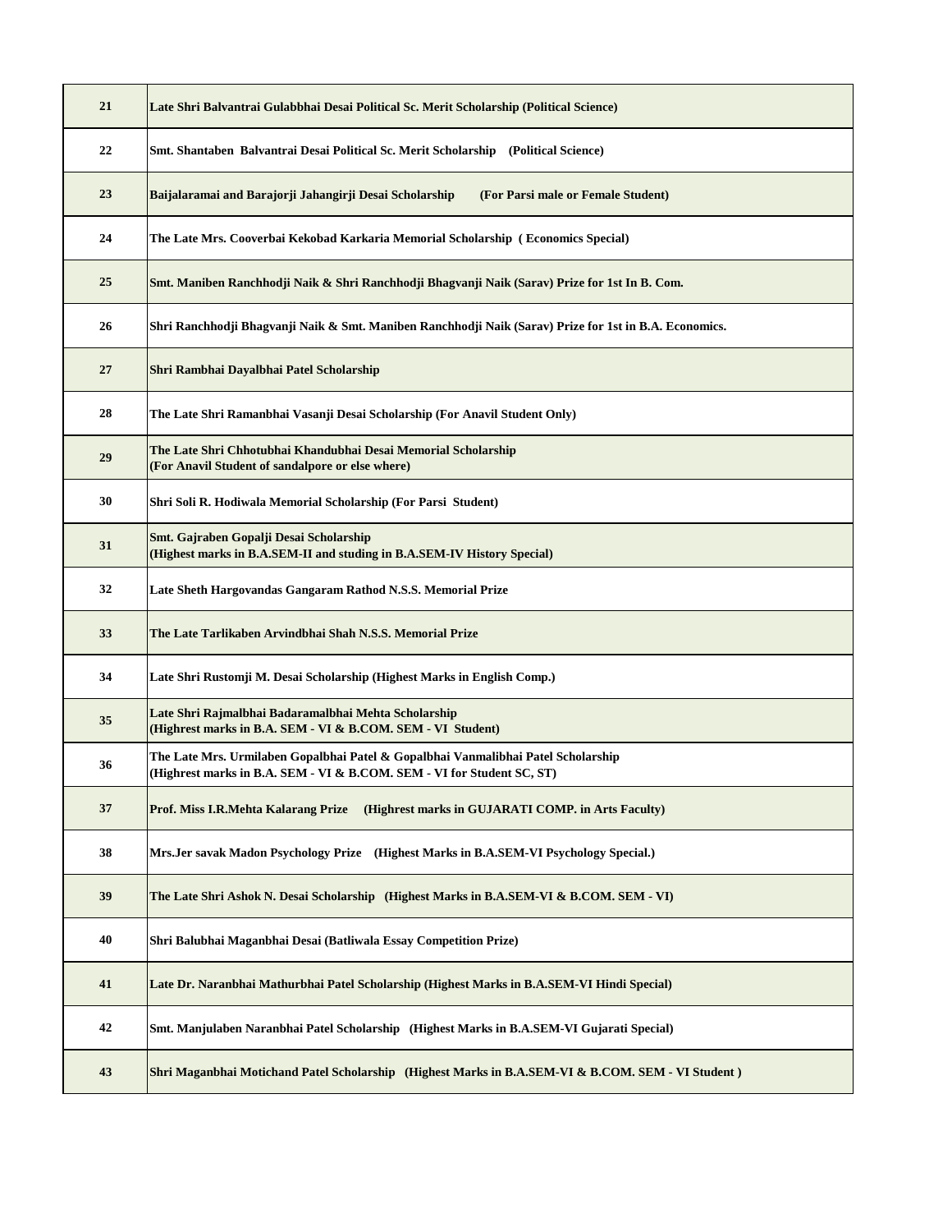| | |
|---|---|
| 21 | **Late Shri Balvantrai Gulabbhai Desai Political Sc. Merit Scholarship (Political Science)** |
| 22 | **Smt. Shantaben Balvantrai Desai Political Sc. Merit Scholarship (Political Science)** |
| 23 | **Baijalaramai and Barajorji Jahangirji Desai Scholarship (For Parsi male or Female Student)** |
| 24 | **The Late Mrs. Cooverbai Kekobad Karkaria Memorial Scholarship ( Economics Special)** |
| 25 | **Smt. Maniben Ranchhodji Naik & Shri Ranchhodji Bhagvanji Naik (Sarav) Prize for 1st In B. Com.** |
| 26 | **Shri Ranchhodji Bhagvanji Naik & Smt. Maniben Ranchhodji Naik (Sarav) Prize for 1st in B.A. Economics.** |
| 27 | **Shri Rambhai Dayalbhai Patel Scholarship** |
| 28 | **The Late Shri Ramanbhai Vasanji Desai Scholarship (For Anavil Student Only)** |
| 29 | **The Late Shri Chhotubhai Khandubhai Desai Memorial Scholarship (For Anavil Student of sandalpore or else where)** |
| 30 | **Shri Soli R. Hodiwala Memorial Scholarship (For Parsi Student)** |
| 31 | **Smt. Gajraben Gopalji Desai Scholarship (Highest marks in B.A.SEM-II and studing in B.A.SEM-IV History Special)** |
| 32 | **Late Sheth Hargovandas Gangaram Rathod N.S.S. Memorial Prize** |
| 33 | **The Late Tarlikaben Arvindbhai Shah N.S.S. Memorial Prize** |
| 34 | **Late Shri Rustomji M. Desai Scholarship (Highest Marks in English Comp.)** |
| 35 | **Late Shri Rajmalbhai Badaramalbhai Mehta Scholarship (Highrest marks in B.A. SEM - VI & B.COM. SEM - VI Student)** |
| 36 | **The Late Mrs. Urmilaben Gopalbhai Patel & Gopalbhai Vanmalibhai Patel Scholarship (Highrest marks in B.A. SEM - VI & B.COM. SEM - VI for Student SC, ST)** |
| 37 | **Prof. Miss I.R.Mehta Kalarang Prize (Highrest marks in GUJARATI COMP. in Arts Faculty)** |
| 38 | **Mrs.Jer savak Madon Psychology Prize (Highest Marks in B.A.SEM-VI Psychology Special.)** |
| 39 | **The Late Shri Ashok N. Desai Scholarship (Highest Marks in B.A.SEM-VI & B.COM. SEM - VI)** |
| 40 | **Shri Balubhai Maganbhai Desai (Batliwala Essay Competition Prize)** |
| 41 | **Late Dr. Naranbhai Mathurbhai Patel Scholarship (Highest Marks in B.A.SEM-VI Hindi Special)** |
| 42 | **Smt. Manjulaben Naranbhai Patel Scholarship (Highest Marks in B.A.SEM-VI Gujarati Special)** |
| 43 | **Shri Maganbhai Motichand Patel Scholarship (Highest Marks in B.A.SEM-VI & B.COM. SEM - VI Student )** |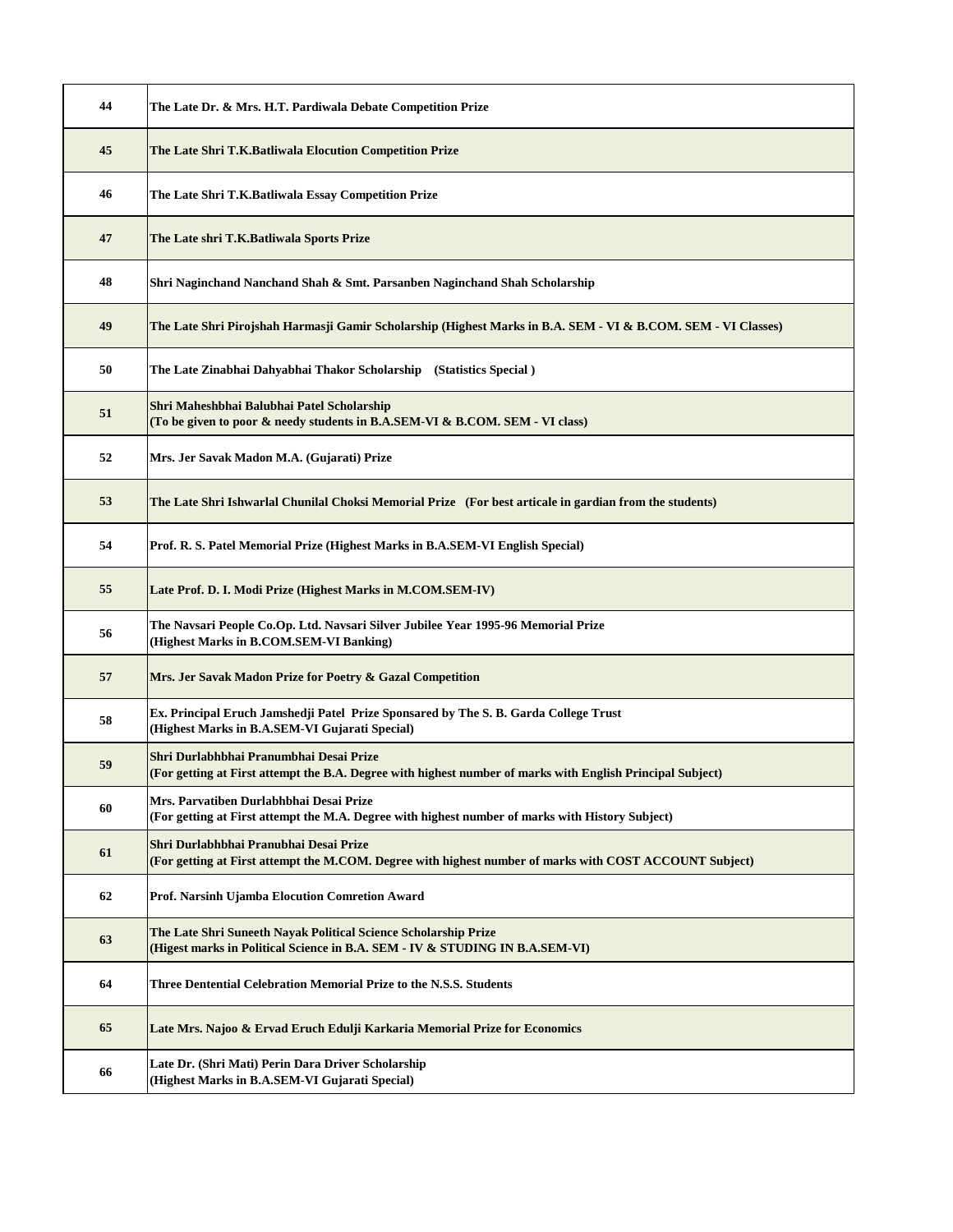| | |
|---|---|
| 44 | The Late Dr. & Mrs. H.T. Pardiwala Debate Competition Prize |
| 45 | The Late Shri T.K.Batliwala Elocution Competition Prize |
| 46 | The Late Shri T.K.Batliwala Essay Competition Prize |
| 47 | The Late shri T.K.Batliwala Sports Prize |
| 48 | Shri Naginchand Nanchand Shah & Smt. Parsanben Naginchand Shah Scholarship |
| 49 | The Late Shri Pirojshah Harmasji Gamir Scholarship (Highest Marks in B.A. SEM - VI & B.COM. SEM - VI Classes) |
| 50 | The Late Zinabhai Dahyabhai Thakor Scholarship (Statistics Special ) |
| 51 | Shri Maheshbhai Balubhai Patel Scholarship<br>(To be given to poor & needy students in B.A.SEM-VI & B.COM. SEM - VI class) |
| 52 | Mrs. Jer Savak Madon M.A. (Gujarati) Prize |
| 53 | The Late Shri Ishwarlal Chunilal Choksi Memorial Prize (For best articale in gardian from the students) |
| 54 | Prof. R. S. Patel Memorial Prize (Highest Marks in B.A.SEM-VI English Special) |
| 55 | Late Prof. D. I. Modi Prize (Highest Marks in M.COM.SEM-IV) |
| 56 | The Navsari People Co.Op. Ltd. Navsari Silver Jubilee Year 1995-96 Memorial Prize<br>(Highest Marks in B.COM.SEM-VI Banking) |
| 57 | Mrs. Jer Savak Madon Prize for Poetry & Gazal Competition |
| 58 | Ex. Principal Eruch Jamshedji Patel Prize Sponsared by The S. B. Garda College Trust<br>(Highest Marks in B.A.SEM-VI Gujarati Special) |
| 59 | Shri Durlabhbhai Pranumbhai Desai Prize<br>(For getting at First attempt the B.A. Degree with highest number of marks with English Principal Subject) |
| 60 | Mrs. Parvatiben Durlabhbhai Desai Prize<br>(For getting at First attempt the M.A. Degree with highest number of marks with History Subject) |
| 61 | Shri Durlabhbhai Pranubhai Desai Prize<br>(For getting at First attempt the M.COM. Degree with highest number of marks with COST ACCOUNT Subject) |
| 62 | Prof. Narsinh Ujamba Elocution Comretion Award |
| 63 | The Late Shri Suneeth Nayak Political Science Scholarship Prize<br>(Higest marks in Political Science in B.A. SEM - IV & STUDING IN B.A.SEM-VI) |
| 64 | Three Dentential Celebration Memorial Prize to the N.S.S. Students |
| 65 | Late Mrs. Najoo & Ervad Eruch Edulji Karkaria Memorial Prize for Economics |
| 66 | Late Dr. (Shri Mati) Perin Dara Driver Scholarship<br>(Highest Marks in B.A.SEM-VI Gujarati Special) |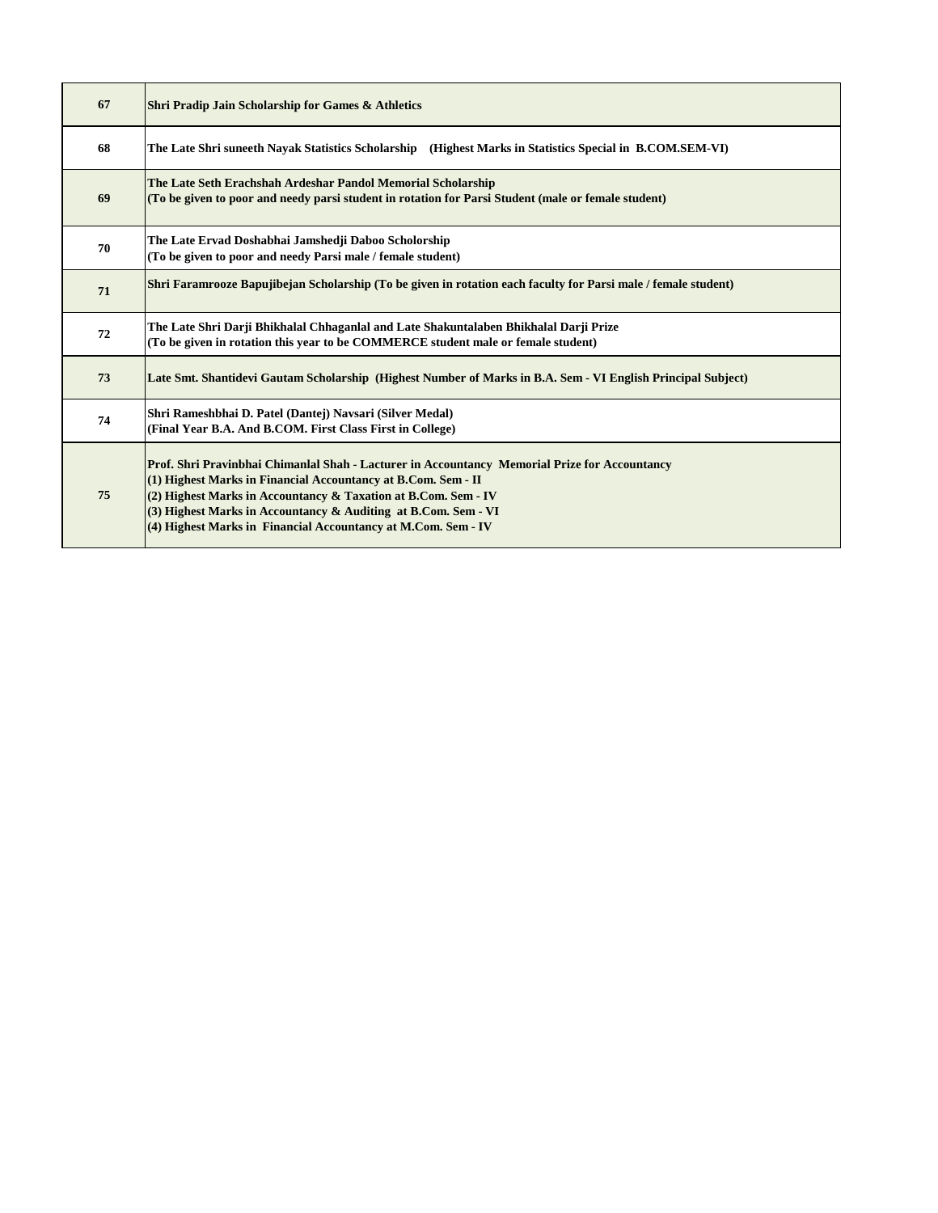| | |
|---|---|
| 67 | **Shri Pradip Jain Scholarship for Games & Athletics** |
| 68 | **The Late Shri suneeth Nayak Statistics Scholarship (Highest Marks in Statistics Special in B.COM.SEM-VI)** |
| 69 | **The Late Seth Erachshah Ardeshar Pandol Memorial Scholarship**<br>**(To be given to poor and needy parsi student in rotation for Parsi Student (male or female student)** |
| 70 | **The Late Ervad Doshabhai Jamshedji Daboo Scholorship**<br>**(To be given to poor and needy Parsi male / female student)** |
| 71 | **Shri Faramrooze Bapujibejan Scholarship (To be given in rotation each faculty for Parsi male / female student)** |
| 72 | **The Late Shri Darji Bhikhalal Chhaganlal and Late Shakuntalaben Bhikhalal Darji Prize**<br>**(To be given in rotation this year to be COMMERCE student male or female student)** |
| 73 | **Late Smt. Shantidevi Gautam Scholarship (Highest Number of Marks in B.A. Sem - VI English Principal Subject)** |
| 74 | **Shri Rameshbhai D. Patel (Dantej) Navsari (Silver Medal)**<br>**(Final Year B.A. And B.COM. First Class First in College)** |
| 75 | **Prof. Shri Pravinbhai Chimanlal Shah - Lacturer in Accountancy Memorial Prize for Accountancy**<br>**(1) Highest Marks in Financial Accountancy at B.Com. Sem - II**<br>**(2) Highest Marks in Accountancy & Taxation at B.Com. Sem - IV**<br>**(3) Highest Marks in Accountancy & Auditing at B.Com. Sem - VI**<br>**(4) Highest Marks in Financial Accountancy at M.Com. Sem - IV** |